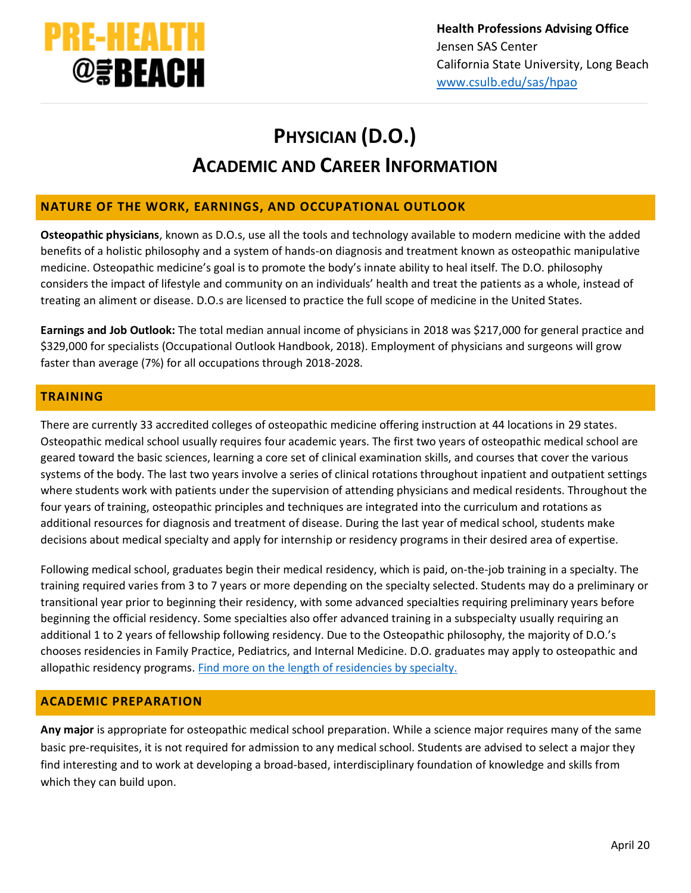PRE-HEALTH @the BEACH

**Health Professions Advising Office**
Jensen SAS Center
California State University, Long Beach
[www.csulb.edu/sas/hpao](www.csulb.edu/sas/hpao)

# PHYSICIAN (D.O.)
# ACADEMIC AND CAREER INFORMATION

## NATURE OF THE WORK, EARNINGS, AND OCCUPATIONAL OUTLOOK

**Osteopathic physicians**, known as D.O.s, use all the tools and technology available to modern medicine with the added benefits of a holistic philosophy and a system of hands-on diagnosis and treatment known as osteopathic manipulative medicine. Osteopathic medicine's goal is to promote the body's innate ability to heal itself. The D.O. philosophy considers the impact of lifestyle and community on an individuals' health and treat the patients as a whole, instead of treating an aliment or disease. D.O.s are licensed to practice the full scope of medicine in the United States.

**Earnings and Job Outlook:** The total median annual income of physicians in 2018 was $217,000 for general practice and $329,000 for specialists (Occupational Outlook Handbook, 2018). Employment of physicians and surgeons will grow faster than average (7%) for all occupations through 2018-2028.

## TRAINING

There are currently 33 accredited colleges of osteopathic medicine offering instruction at 44 locations in 29 states. Osteopathic medical school usually requires four academic years. The first two years of osteopathic medical school are geared toward the basic sciences, learning a core set of clinical examination skills, and courses that cover the various systems of the body. The last two years involve a series of clinical rotations throughout inpatient and outpatient settings where students work with patients under the supervision of attending physicians and medical residents. Throughout the four years of training, osteopathic principles and techniques are integrated into the curriculum and rotations as additional resources for diagnosis and treatment of disease. During the last year of medical school, students make decisions about medical specialty and apply for internship or residency programs in their desired area of expertise.

Following medical school, graduates begin their medical residency, which is paid, on-the-job training in a specialty. The training required varies from 3 to 7 years or more depending on the specialty selected. Students may do a preliminary or transitional year prior to beginning their residency, with some advanced specialties requiring preliminary years before beginning the official residency. Some specialties also offer advanced training in a subspecialty usually requiring an additional 1 to 2 years of fellowship following residency. Due to the Osteopathic philosophy, the majority of D.O.'s chooses residencies in Family Practice, Pediatrics, and Internal Medicine. D.O. graduates may apply to osteopathic and allopathic residency programs. Find more on the length of residencies by specialty.

## ACADEMIC PREPARATION

**Any major** is appropriate for osteopathic medical school preparation. While a science major requires many of the same basic pre-requisites, it is not required for admission to any medical school. Students are advised to select a major they find interesting and to work at developing a broad-based, interdisciplinary foundation of knowledge and skills from which they can build upon.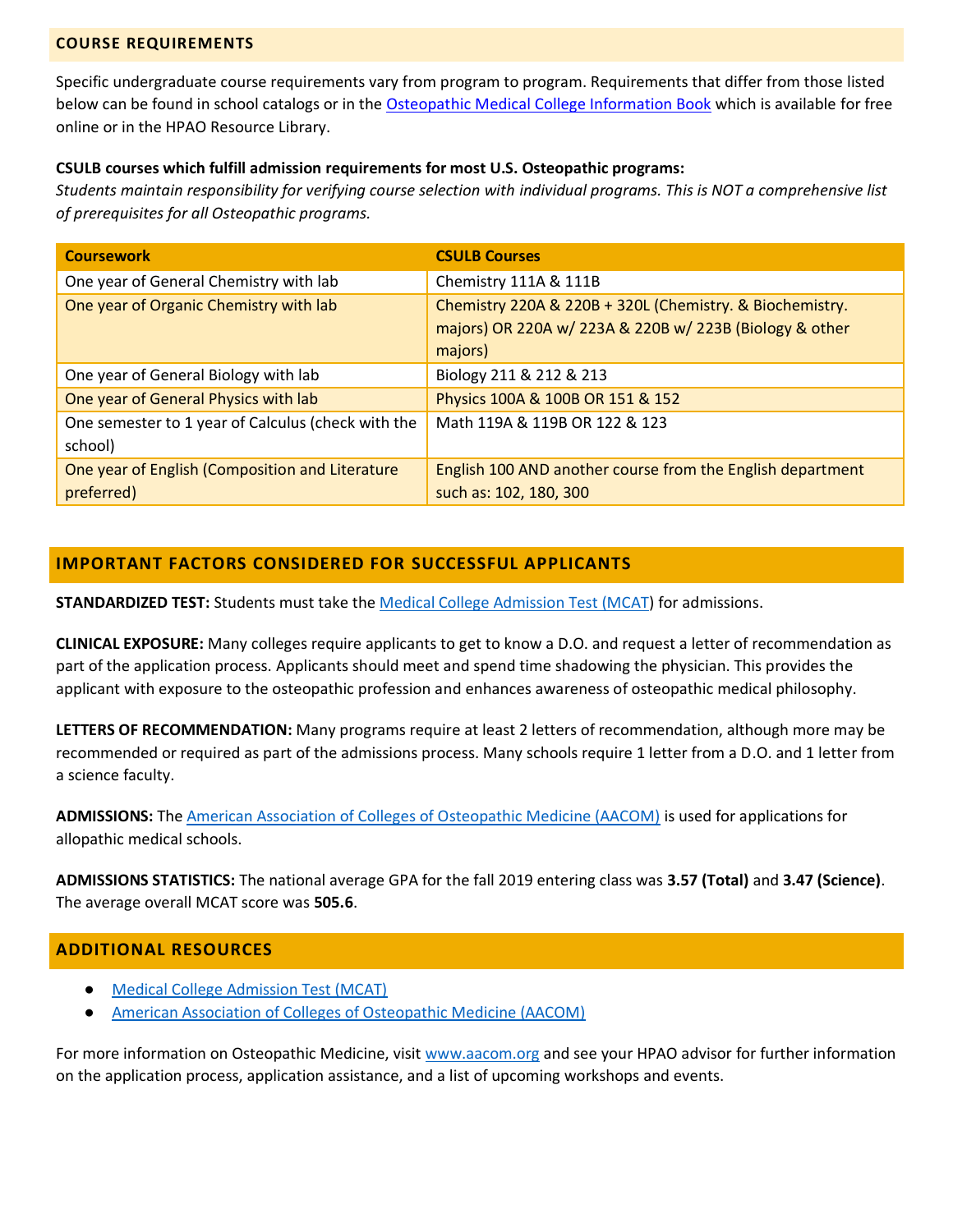## COURSE REQUIREMENTS

Specific undergraduate course requirements vary from program to program. Requirements that differ from those listed below can be found in school catalogs or in the [Osteopathic Medical College Information Book](#) which is available for free online or in the HPAO Resource Library.

**CSULB courses which fulfill admission requirements for most U.S. Osteopathic programs:**
*Students maintain responsibility for verifying course selection with individual programs. This is NOT a comprehensive list of prerequisites for all Osteopathic programs.*

| Coursework | CSULB Courses |
|---|---|
| One year of General Chemistry with lab | Chemistry 111A & 111B |
| One year of Organic Chemistry with lab | Chemistry 220A & 220B + 320L (Chemistry. & Biochemistry. majors) OR 220A w/ 223A & 220B w/ 223B (Biology & other majors) |
| One year of General Biology with lab | Biology 211 & 212 & 213 |
| One year of General Physics with lab | Physics 100A & 100B OR 151 & 152 |
| One semester to 1 year of Calculus (check with the school) | Math 119A & 119B OR 122 & 123 |
| One year of English (Composition and Literature preferred) | English 100 AND another course from the English department such as: 102, 180, 300 |

## IMPORTANT FACTORS CONSIDERED FOR SUCCESSFUL APPLICANTS

**STANDARDIZED TEST:** Students must take the [Medical College Admission Test (MCAT)](#) for admissions.

**CLINICAL EXPOSURE:** Many colleges require applicants to get to know a D.O. and request a letter of recommendation as part of the application process. Applicants should meet and spend time shadowing the physician. This provides the applicant with exposure to the osteopathic profession and enhances awareness of osteopathic medical philosophy.

**LETTERS OF RECOMMENDATION:** Many programs require at least 2 letters of recommendation, although more may be recommended or required as part of the admissions process. Many schools require 1 letter from a D.O. and 1 letter from a science faculty.

**ADMISSIONS:** The [American Association of Colleges of Osteopathic Medicine (AACOM)](#) is used for applications for allopathic medical schools.

**ADMISSIONS STATISTICS:** The national average GPA for the fall 2019 entering class was **3.57 (Total)** and **3.47 (Science)**. The average overall MCAT score was **505.6**.

## ADDITIONAL RESOURCES

- [Medical College Admission Test (MCAT)](#)
- [American Association of Colleges of Osteopathic Medicine (AACOM)](#)

For more information on Osteopathic Medicine, visit [www.aacom.org](http://www.aacom.org) and see your HPAO advisor for further information on the application process, application assistance, and a list of upcoming workshops and events.